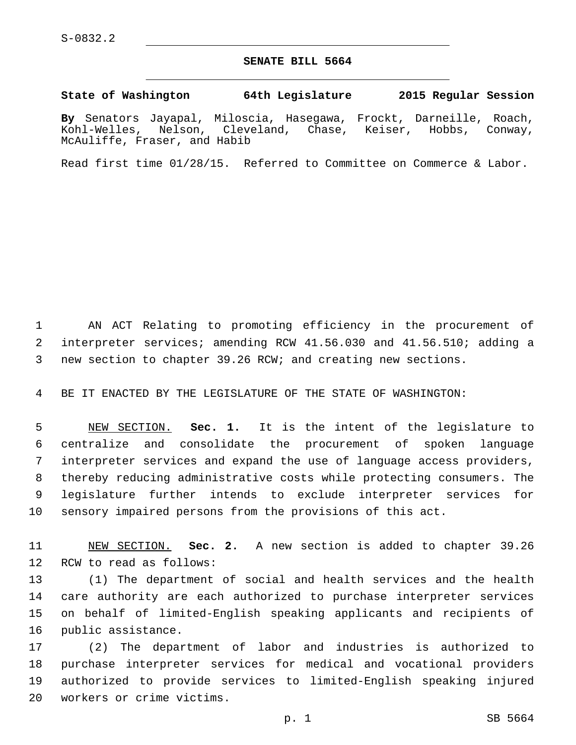S-0832.2

# SENATE BILL 5664

**State of Washington 64th Legislature 2015 Regular Session**

**By** Senators Jayapal, Miloscia, Hasegawa, Frockt, Darneille, Roach, Kohl-Welles, Nelson, Cleveland, Chase, Keiser, Hobbs, Conway, McAuliffe, Fraser, and Habib

Read first time 01/28/15. Referred to Committee on Commerce & Labor.

AN ACT Relating to promoting efficiency in the procurement of interpreter services; amending RCW 41.56.030 and 41.56.510; adding a new section to chapter 39.26 RCW; and creating new sections.

BE IT ENACTED BY THE LEGISLATURE OF THE STATE OF WASHINGTON:

NEW SECTION. **Sec. 1.** It is the intent of the legislature to centralize and consolidate the procurement of spoken language interpreter services and expand the use of language access providers, thereby reducing administrative costs while protecting consumers. The legislature further intends to exclude interpreter services for sensory impaired persons from the provisions of this act.

NEW SECTION. **Sec. 2.** A new section is added to chapter 39.26 RCW to read as follows:

(1) The department of social and health services and the health care authority are each authorized to purchase interpreter services on behalf of limited-English speaking applicants and recipients of public assistance.

(2) The department of labor and industries is authorized to purchase interpreter services for medical and vocational providers authorized to provide services to limited-English speaking injured workers or crime victims.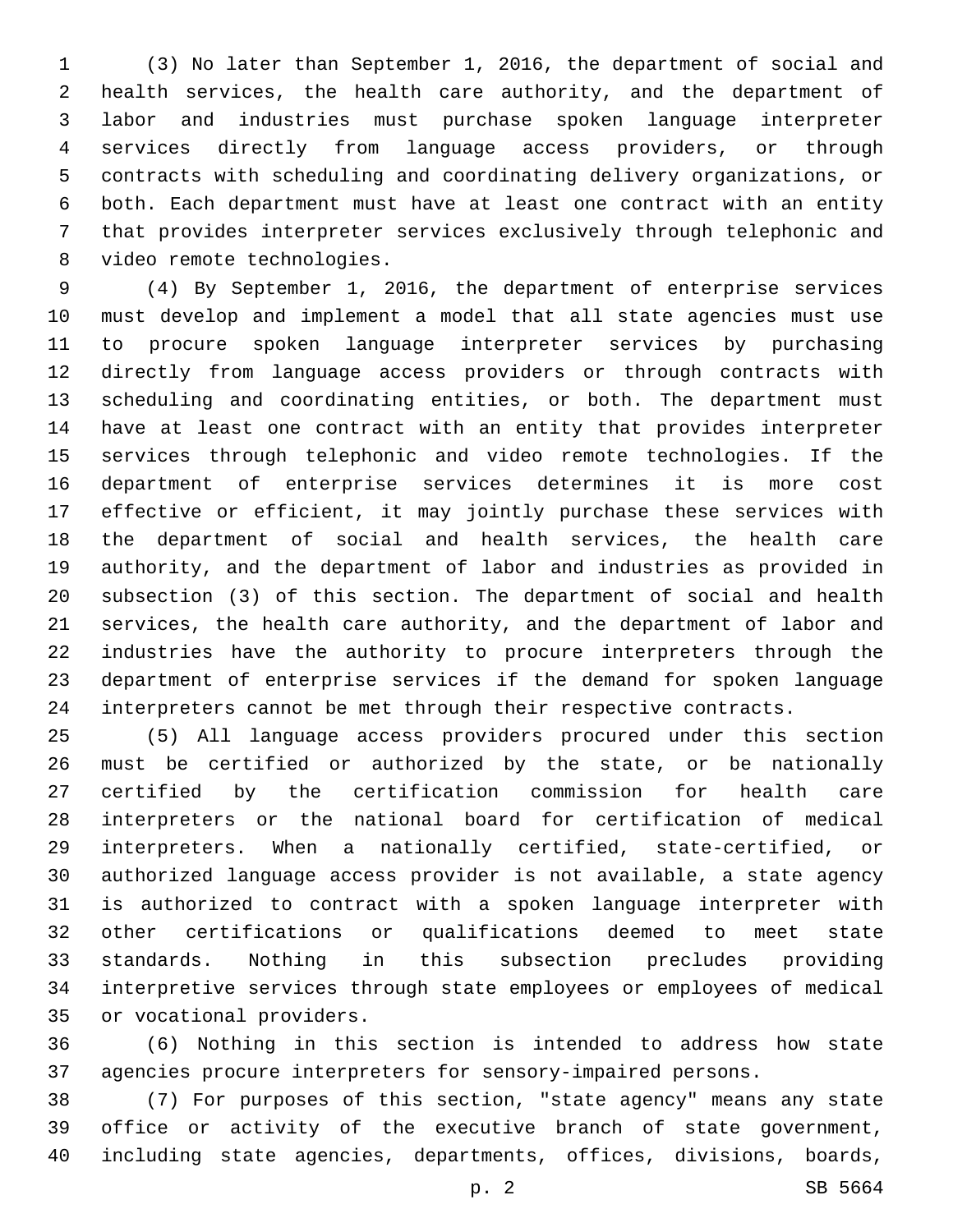(3) No later than September 1, 2016, the department of social and health services, the health care authority, and the department of labor and industries must purchase spoken language interpreter services directly from language access providers, or through contracts with scheduling and coordinating delivery organizations, or both. Each department must have at least one contract with an entity that provides interpreter services exclusively through telephonic and video remote technologies.

(4) By September 1, 2016, the department of enterprise services must develop and implement a model that all state agencies must use to procure spoken language interpreter services by purchasing directly from language access providers or through contracts with scheduling and coordinating entities, or both. The department must have at least one contract with an entity that provides interpreter services through telephonic and video remote technologies. If the department of enterprise services determines it is more cost effective or efficient, it may jointly purchase these services with the department of social and health services, the health care authority, and the department of labor and industries as provided in subsection (3) of this section. The department of social and health services, the health care authority, and the department of labor and industries have the authority to procure interpreters through the department of enterprise services if the demand for spoken language interpreters cannot be met through their respective contracts.

(5) All language access providers procured under this section must be certified or authorized by the state, or be nationally certified by the certification commission for health care interpreters or the national board for certification of medical interpreters. When a nationally certified, state-certified, or authorized language access provider is not available, a state agency is authorized to contract with a spoken language interpreter with other certifications or qualifications deemed to meet state standards. Nothing in this subsection precludes providing interpretive services through state employees or employees of medical or vocational providers.

(6) Nothing in this section is intended to address how state agencies procure interpreters for sensory-impaired persons.

(7) For purposes of this section, "state agency" means any state office or activity of the executive branch of state government, including state agencies, departments, offices, divisions, boards,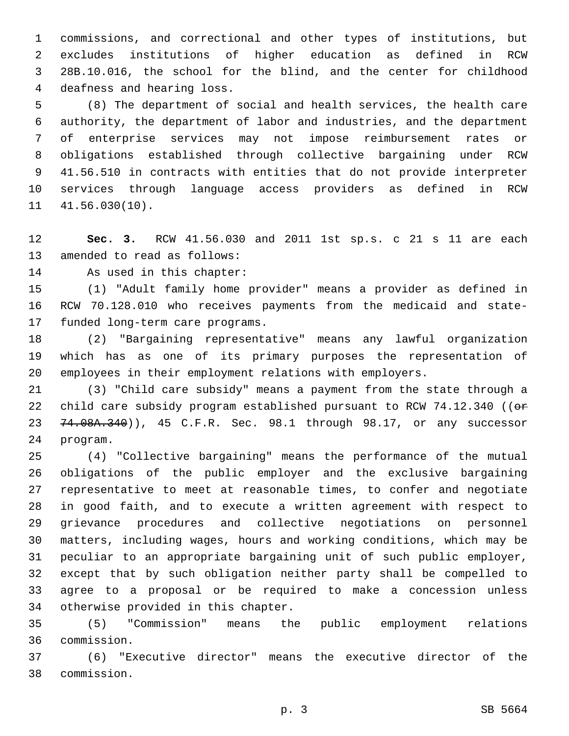commissions, and correctional and other types of institutions, but excludes institutions of higher education as defined in RCW 28B.10.016, the school for the blind, and the center for childhood deafness and hearing loss.

(8) The department of social and health services, the health care authority, the department of labor and industries, and the department of enterprise services may not impose reimbursement rates or obligations established through collective bargaining under RCW 41.56.510 in contracts with entities that do not provide interpreter services through language access providers as defined in RCW 41.56.030(10).

**Sec. 3.** RCW 41.56.030 and 2011 1st sp.s. c 21 s 11 are each amended to read as follows:

As used in this chapter:

(1) "Adult family home provider" means a provider as defined in RCW 70.128.010 who receives payments from the medicaid and state-funded long-term care programs.

(2) "Bargaining representative" means any lawful organization which has as one of its primary purposes the representation of employees in their employment relations with employers.

(3) "Child care subsidy" means a payment from the state through a child care subsidy program established pursuant to RCW 74.12.340 ((~~or 74.08A.340~~)), 45 C.F.R. Sec. 98.1 through 98.17, or any successor program.

(4) "Collective bargaining" means the performance of the mutual obligations of the public employer and the exclusive bargaining representative to meet at reasonable times, to confer and negotiate in good faith, and to execute a written agreement with respect to grievance procedures and collective negotiations on personnel matters, including wages, hours and working conditions, which may be peculiar to an appropriate bargaining unit of such public employer, except that by such obligation neither party shall be compelled to agree to a proposal or be required to make a concession unless otherwise provided in this chapter.

(5) "Commission" means the public employment relations commission.

(6) "Executive director" means the executive director of the commission.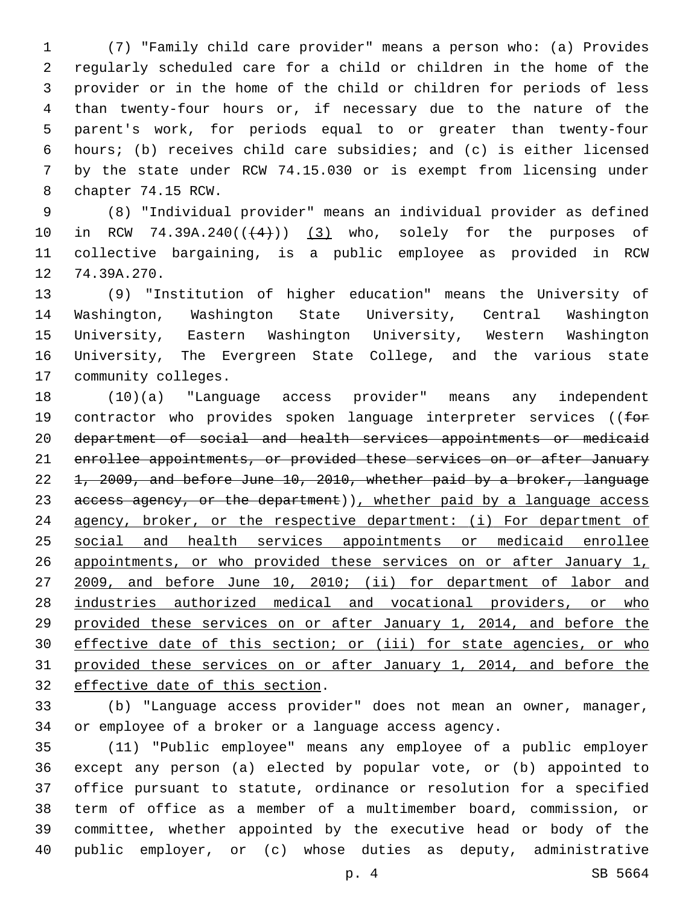(7) "Family child care provider" means a person who: (a) Provides regularly scheduled care for a child or children in the home of the provider or in the home of the child or children for periods of less than twenty-four hours or, if necessary due to the nature of the parent's work, for periods equal to or greater than twenty-four hours; (b) receives child care subsidies; and (c) is either licensed by the state under RCW 74.15.030 or is exempt from licensing under chapter 74.15 RCW.

(8) "Individual provider" means an individual provider as defined in RCW 74.39A.240((~~(4)~~)) <u>(3)</u> who, solely for the purposes of collective bargaining, is a public employee as provided in RCW 74.39A.270.

(9) "Institution of higher education" means the University of Washington, Washington State University, Central Washington University, Eastern Washington University, Western Washington University, The Evergreen State College, and the various state community colleges.

(10)(a) "Language access provider" means any independent contractor who provides spoken language interpreter services ((~~for department of social and health services appointments or medicaid enrollee appointments, or provided these services on or after January 1, 2009, and before June 10, 2010, whether paid by a broker, language access agency, or the department~~))<u>, whether paid by a language access agency, broker, or the respective department: (i) For department of social and health services appointments or medicaid enrollee appointments, or who provided these services on or after January 1, 2009, and before June 10, 2010; (ii) for department of labor and industries authorized medical and vocational providers, or who provided these services on or after January 1, 2014, and before the effective date of this section; or (iii) for state agencies, or who provided these services on or after January 1, 2014, and before the effective date of this section</u>.

(b) "Language access provider" does not mean an owner, manager, or employee of a broker or a language access agency.

(11) "Public employee" means any employee of a public employer except any person (a) elected by popular vote, or (b) appointed to office pursuant to statute, ordinance or resolution for a specified term of office as a member of a multimember board, commission, or committee, whether appointed by the executive head or body of the public employer, or (c) whose duties as deputy, administrative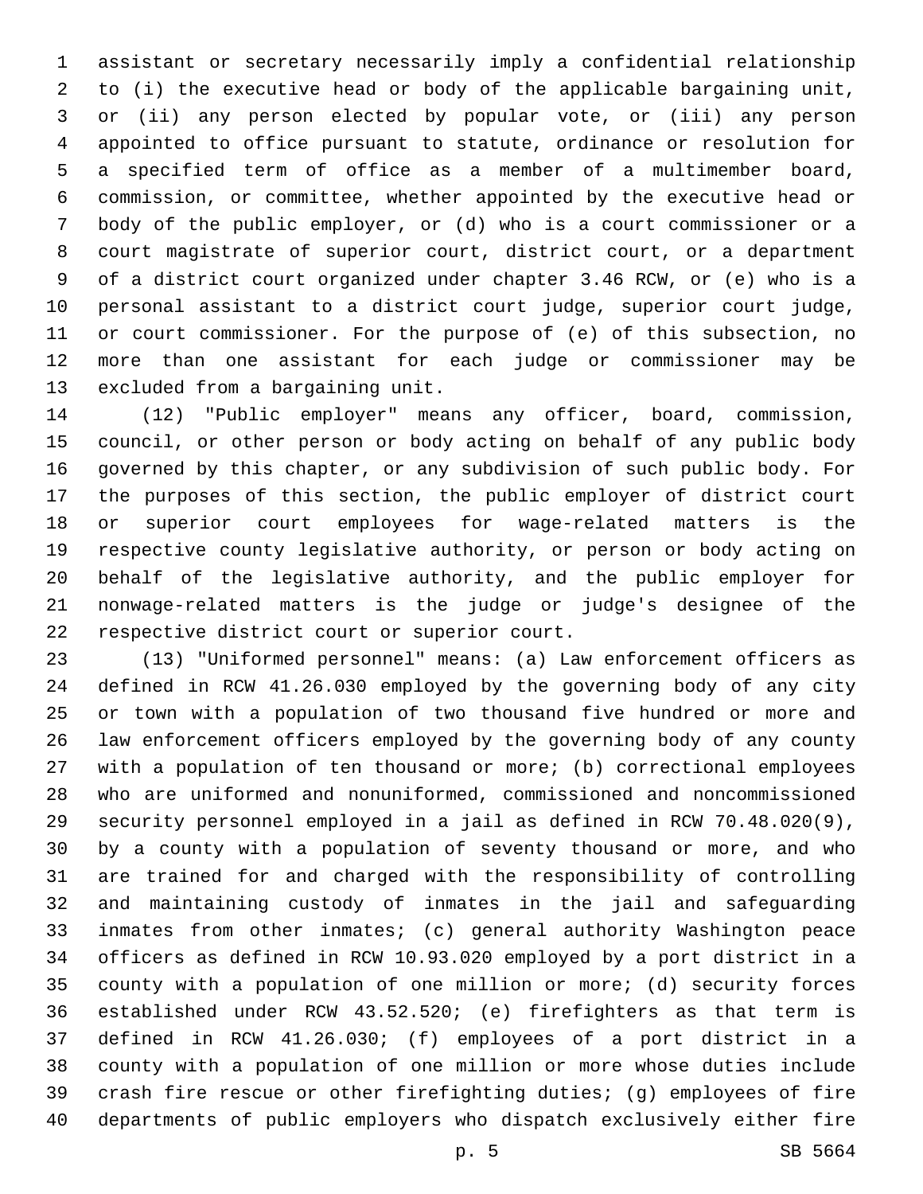assistant or secretary necessarily imply a confidential relationship to (i) the executive head or body of the applicable bargaining unit, or (ii) any person elected by popular vote, or (iii) any person appointed to office pursuant to statute, ordinance or resolution for a specified term of office as a member of a multimember board, commission, or committee, whether appointed by the executive head or body of the public employer, or (d) who is a court commissioner or a court magistrate of superior court, district court, or a department of a district court organized under chapter 3.46 RCW, or (e) who is a personal assistant to a district court judge, superior court judge, or court commissioner. For the purpose of (e) of this subsection, no more than one assistant for each judge or commissioner may be excluded from a bargaining unit.

(12) "Public employer" means any officer, board, commission, council, or other person or body acting on behalf of any public body governed by this chapter, or any subdivision of such public body. For the purposes of this section, the public employer of district court or superior court employees for wage-related matters is the respective county legislative authority, or person or body acting on behalf of the legislative authority, and the public employer for nonwage-related matters is the judge or judge's designee of the respective district court or superior court.

(13) "Uniformed personnel" means: (a) Law enforcement officers as defined in RCW 41.26.030 employed by the governing body of any city or town with a population of two thousand five hundred or more and law enforcement officers employed by the governing body of any county with a population of ten thousand or more; (b) correctional employees who are uniformed and nonuniformed, commissioned and noncommissioned security personnel employed in a jail as defined in RCW 70.48.020(9), by a county with a population of seventy thousand or more, and who are trained for and charged with the responsibility of controlling and maintaining custody of inmates in the jail and safeguarding inmates from other inmates; (c) general authority Washington peace officers as defined in RCW 10.93.020 employed by a port district in a county with a population of one million or more; (d) security forces established under RCW 43.52.520; (e) firefighters as that term is defined in RCW 41.26.030; (f) employees of a port district in a county with a population of one million or more whose duties include crash fire rescue or other firefighting duties; (g) employees of fire departments of public employers who dispatch exclusively either fire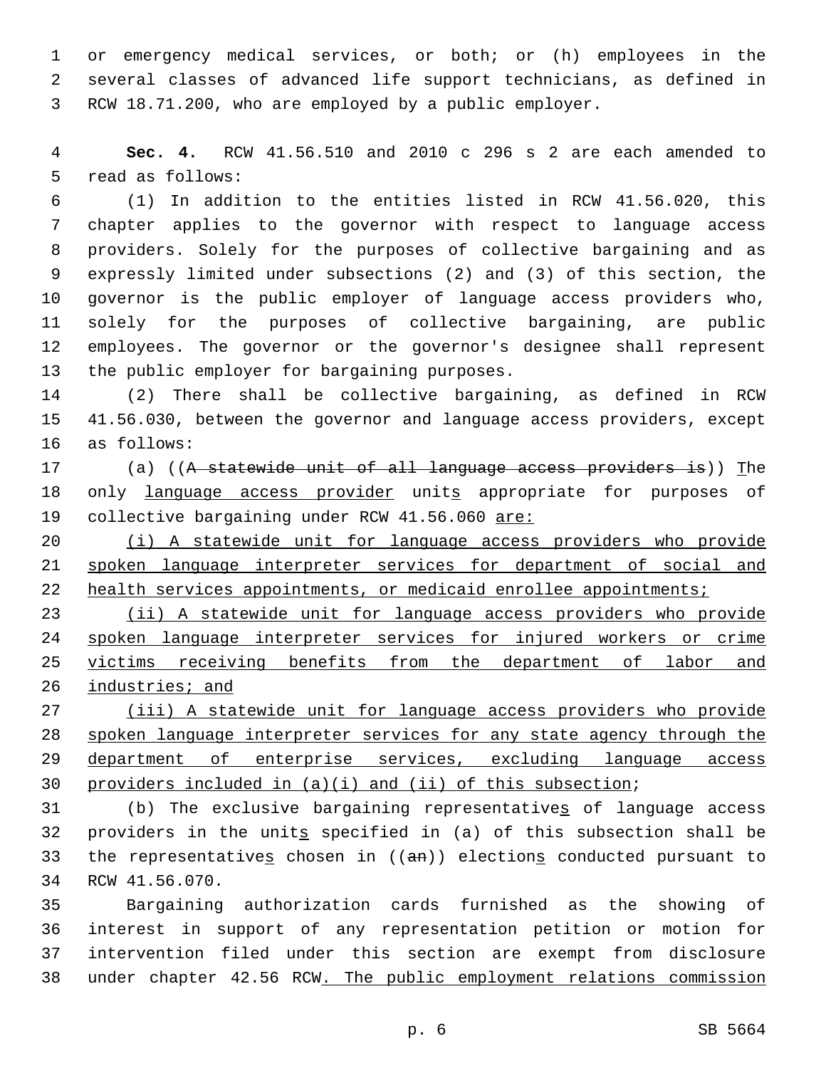or emergency medical services, or both; or (h) employees in the several classes of advanced life support technicians, as defined in RCW 18.71.200, who are employed by a public employer.

**Sec. 4.** RCW 41.56.510 and 2010 c 296 s 2 are each amended to read as follows:

(1) In addition to the entities listed in RCW 41.56.020, this chapter applies to the governor with respect to language access providers. Solely for the purposes of collective bargaining and as expressly limited under subsections (2) and (3) of this section, the governor is the public employer of language access providers who, solely for the purposes of collective bargaining, are public employees. The governor or the governor's designee shall represent the public employer for bargaining purposes.

(2) There shall be collective bargaining, as defined in RCW 41.56.030, between the governor and language access providers, except as follows:

(a) ((~~A statewide unit of all language access providers is~~)) The only language access provider units appropriate for purposes of collective bargaining under RCW 41.56.060 are:

(i) A statewide unit for language access providers who provide spoken language interpreter services for department of social and health services appointments, or medicaid enrollee appointments;

(ii) A statewide unit for language access providers who provide spoken language interpreter services for injured workers or crime victims receiving benefits from the department of labor and industries; and

(iii) A statewide unit for language access providers who provide spoken language interpreter services for any state agency through the department of enterprise services, excluding language access providers included in (a)(i) and (ii) of this subsection;

(b) The exclusive bargaining representatives of language access providers in the units specified in (a) of this subsection shall be the representatives chosen in ((~~an~~)) elections conducted pursuant to RCW 41.56.070.

Bargaining authorization cards furnished as the showing of interest in support of any representation petition or motion for intervention filed under this section are exempt from disclosure under chapter 42.56 RCW. The public employment relations commission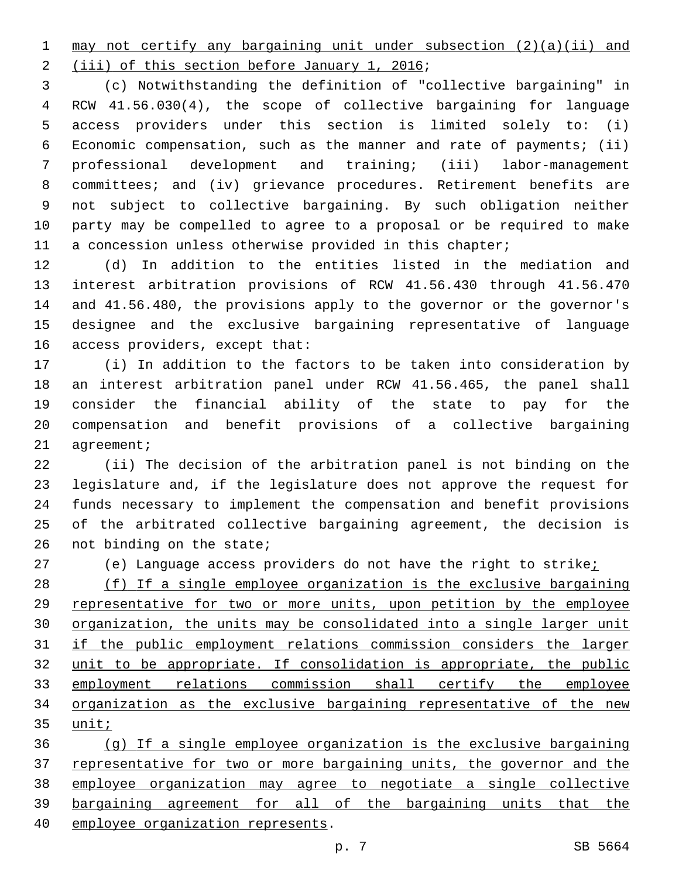may not certify any bargaining unit under subsection (2)(a)(ii) and (iii) of this section before January 1, 2016;

(c) Notwithstanding the definition of "collective bargaining" in RCW 41.56.030(4), the scope of collective bargaining for language access providers under this section is limited solely to: (i) Economic compensation, such as the manner and rate of payments; (ii) professional development and training; (iii) labor-management committees; and (iv) grievance procedures. Retirement benefits are not subject to collective bargaining. By such obligation neither party may be compelled to agree to a proposal or be required to make a concession unless otherwise provided in this chapter;

(d) In addition to the entities listed in the mediation and interest arbitration provisions of RCW 41.56.430 through 41.56.470 and 41.56.480, the provisions apply to the governor or the governor's designee and the exclusive bargaining representative of language access providers, except that:

(i) In addition to the factors to be taken into consideration by an interest arbitration panel under RCW 41.56.465, the panel shall consider the financial ability of the state to pay for the compensation and benefit provisions of a collective bargaining agreement;

(ii) The decision of the arbitration panel is not binding on the legislature and, if the legislature does not approve the request for funds necessary to implement the compensation and benefit provisions of the arbitrated collective bargaining agreement, the decision is not binding on the state;

(e) Language access providers do not have the right to strike;

(f) If a single employee organization is the exclusive bargaining representative for two or more units, upon petition by the employee organization, the units may be consolidated into a single larger unit if the public employment relations commission considers the larger unit to be appropriate. If consolidation is appropriate, the public employment relations commission shall certify the employee organization as the exclusive bargaining representative of the new unit;

(g) If a single employee organization is the exclusive bargaining representative for two or more bargaining units, the governor and the employee organization may agree to negotiate a single collective bargaining agreement for all of the bargaining units that the employee organization represents.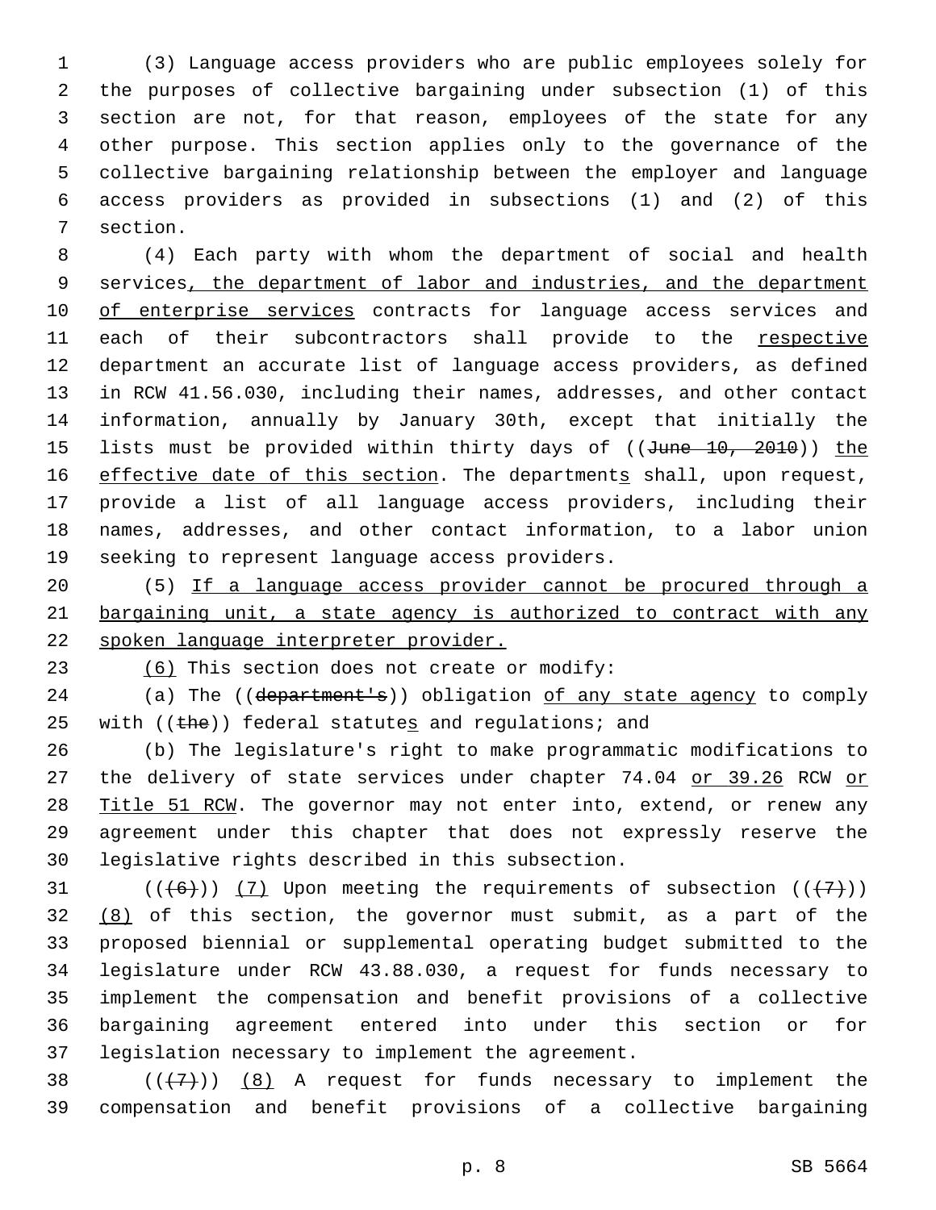(3) Language access providers who are public employees solely for the purposes of collective bargaining under subsection (1) of this section are not, for that reason, employees of the state for any other purpose. This section applies only to the governance of the collective bargaining relationship between the employer and language access providers as provided in subsections (1) and (2) of this section.

(4) Each party with whom the department of social and health services, the department of labor and industries, and the department of enterprise services contracts for language access services and each of their subcontractors shall provide to the respective department an accurate list of language access providers, as defined in RCW 41.56.030, including their names, addresses, and other contact information, annually by January 30th, except that initially the lists must be provided within thirty days of ((~~June 10, 2010~~)) the effective date of this section. The departments shall, upon request, provide a list of all language access providers, including their names, addresses, and other contact information, to a labor union seeking to represent language access providers.

(5) If a language access provider cannot be procured through a bargaining unit, a state agency is authorized to contract with any spoken language interpreter provider.

(6) This section does not create or modify:

(a) The ((~~department's~~)) obligation of any state agency to comply with ((~~the~~)) federal statutes and regulations; and

(b) The legislature's right to make programmatic modifications to the delivery of state services under chapter 74.04 or 39.26 RCW or Title 51 RCW. The governor may not enter into, extend, or renew any agreement under this chapter that does not expressly reserve the legislative rights described in this subsection.

((~~(6)~~)) (7) Upon meeting the requirements of subsection ((~~(7)~~)) (8) of this section, the governor must submit, as a part of the proposed biennial or supplemental operating budget submitted to the legislature under RCW 43.88.030, a request for funds necessary to implement the compensation and benefit provisions of a collective bargaining agreement entered into under this section or for legislation necessary to implement the agreement.

((~~(7)~~)) (8) A request for funds necessary to implement the compensation and benefit provisions of a collective bargaining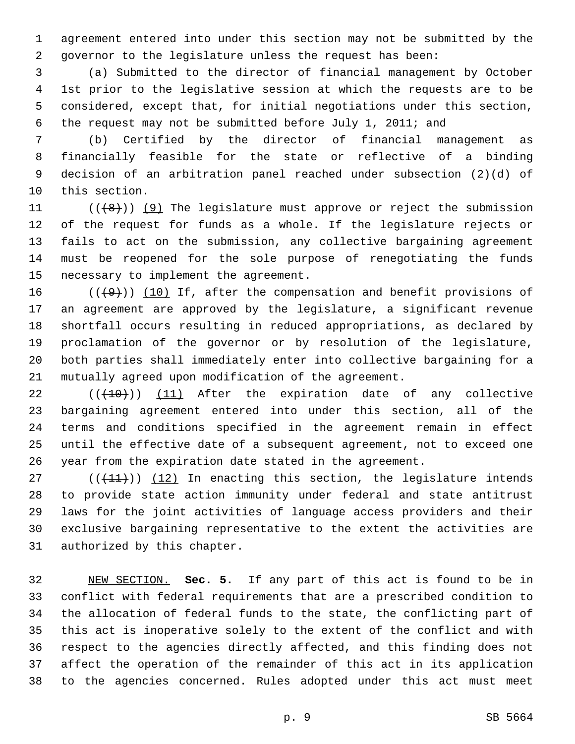agreement entered into under this section may not be submitted by the governor to the legislature unless the request has been:

(a) Submitted to the director of financial management by October 1st prior to the legislative session at which the requests are to be considered, except that, for initial negotiations under this section, the request may not be submitted before July 1, 2011; and

(b) Certified by the director of financial management as financially feasible for the state or reflective of a binding decision of an arbitration panel reached under subsection (2)(d) of this section.

((~~(8)~~)) (9) The legislature must approve or reject the submission of the request for funds as a whole. If the legislature rejects or fails to act on the submission, any collective bargaining agreement must be reopened for the sole purpose of renegotiating the funds necessary to implement the agreement.

((~~(9)~~)) (10) If, after the compensation and benefit provisions of an agreement are approved by the legislature, a significant revenue shortfall occurs resulting in reduced appropriations, as declared by proclamation of the governor or by resolution of the legislature, both parties shall immediately enter into collective bargaining for a mutually agreed upon modification of the agreement.

((~~(10)~~)) (11) After the expiration date of any collective bargaining agreement entered into under this section, all of the terms and conditions specified in the agreement remain in effect until the effective date of a subsequent agreement, not to exceed one year from the expiration date stated in the agreement.

((~~(11)~~)) (12) In enacting this section, the legislature intends to provide state action immunity under federal and state antitrust laws for the joint activities of language access providers and their exclusive bargaining representative to the extent the activities are authorized by this chapter.

NEW SECTION. **Sec. 5.** If any part of this act is found to be in conflict with federal requirements that are a prescribed condition to the allocation of federal funds to the state, the conflicting part of this act is inoperative solely to the extent of the conflict and with respect to the agencies directly affected, and this finding does not affect the operation of the remainder of this act in its application to the agencies concerned. Rules adopted under this act must meet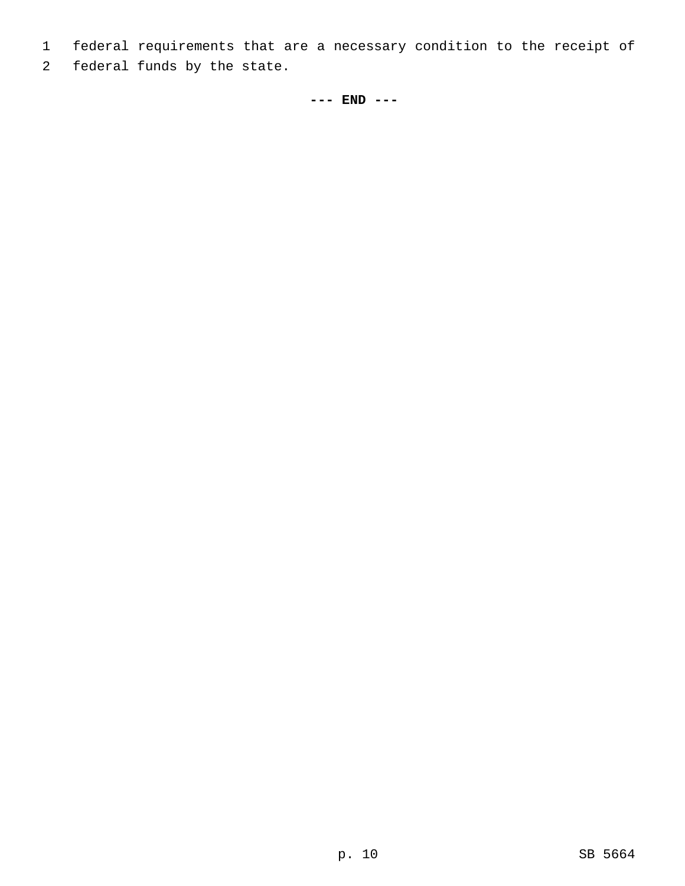federal requirements that are a necessary condition to the receipt of federal funds by the state.

**--- END ---**